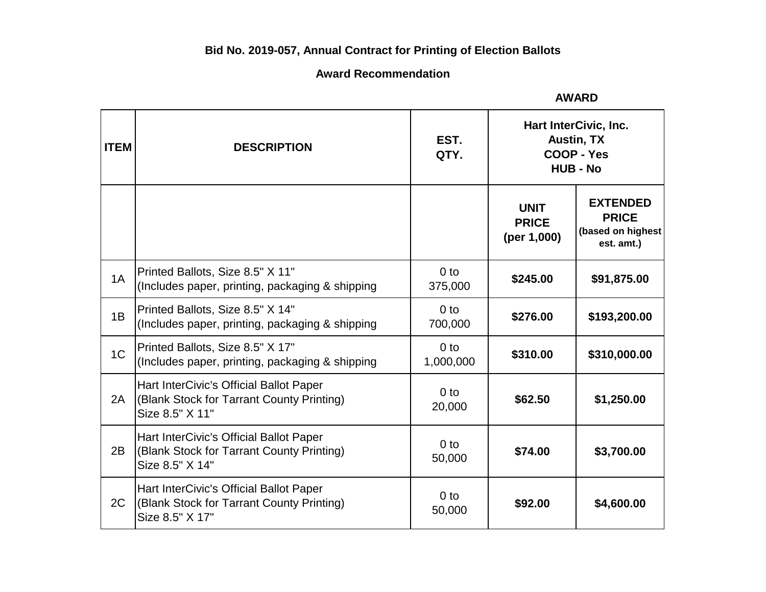**Bid No. 2019-057, Annual Contract for Printing of Election Ballots**

**Award Recommendation**

| ITEM | DESCRIPTION | EST. QTY. | **AWARD** Hart InterCivic, Inc. Austin, TX COOP - Yes HUB - No | |
|---|---|---|---|---|
| | | | **UNIT PRICE (per 1,000)** | **EXTENDED PRICE (based on highest est. amt.)** |
| 1A | Printed Ballots, Size 8.5" X 11" (Includes paper, printing, packaging & shipping | 0 to 375,000 | **$245.00** | **$91,875.00** |
| 1B | Printed Ballots, Size 8.5" X 14" (Includes paper, printing, packaging & shipping | 0 to 700,000 | **$276.00** | **$193,200.00** |
| 1C | Printed Ballots, Size 8.5" X 17" (Includes paper, printing, packaging & shipping | 0 to 1,000,000 | **$310.00** | **$310,000.00** |
| 2A | Hart InterCivic's Official Ballot Paper (Blank Stock for Tarrant County Printing) Size 8.5" X 11" | 0 to 20,000 | **$62.50** | **$1,250.00** |
| 2B | Hart InterCivic's Official Ballot Paper (Blank Stock for Tarrant County Printing) Size 8.5" X 14" | 0 to 50,000 | **$74.00** | **$3,700.00** |
| 2C | Hart InterCivic's Official Ballot Paper (Blank Stock for Tarrant County Printing) Size 8.5" X 17" | 0 to 50,000 | **$92.00** | **$4,600.00** |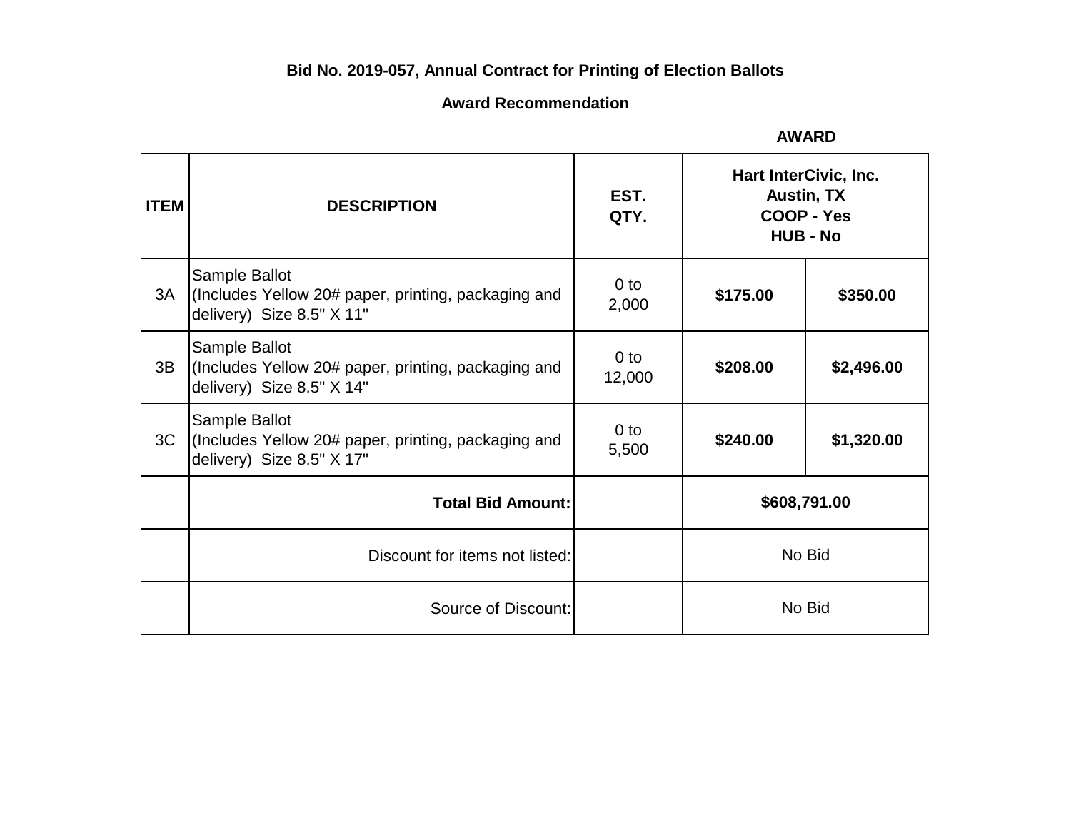**Bid No. 2019-057, Annual Contract for Printing of Election Ballots**

**Award Recommendation**

| ITEM | DESCRIPTION | EST. QTY. | AWARD<br>Hart InterCivic, Inc.<br>Austin, TX<br>COOP - Yes<br>HUB - No | |
|---|---|---|---|---|
| 3A | Sample Ballot<br>(Includes Yellow 20# paper, printing, packaging and delivery) Size 8.5" X 11" | 0 to 2,000 | **$175.00** | **$350.00** |
| 3B | Sample Ballot<br>(Includes Yellow 20# paper, printing, packaging and delivery) Size 8.5" X 14" | 0 to 12,000 | **$208.00** | **$2,496.00** |
| 3C | Sample Ballot<br>(Includes Yellow 20# paper, printing, packaging and delivery) Size 8.5" X 17" | 0 to 5,500 | **$240.00** | **$1,320.00** |
| | **Total Bid Amount:** | | **$608,791.00** | |
| | Discount for items not listed: | | No Bid | |
| | Source of Discount: | | No Bid | |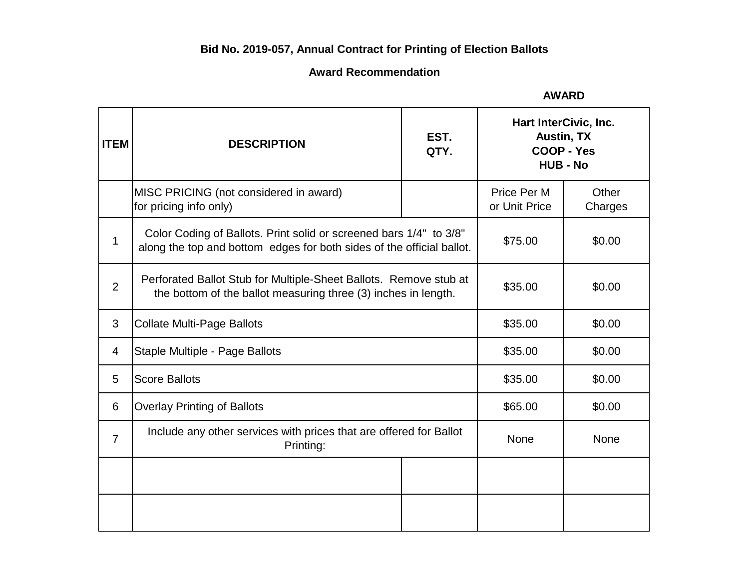**Bid No. 2019-057, Annual Contract for Printing of Election Ballots**

**Award Recommendation**

| ITEM | DESCRIPTION | EST. QTY. | AWARD<br>Hart InterCivic, Inc.<br>Austin, TX<br>COOP - Yes<br>HUB - No | |
|---|---|---|---|---|
| | MISC PRICING (not considered in award) for pricing info only) | | Price Per M or Unit Price | Other Charges |
| 1 | Color Coding of Ballots. Print solid or screened bars 1/4" to 3/8" along the top and bottom edges for both sides of the official ballot. | | $75.00 | $0.00 |
| 2 | Perforated Ballot Stub for Multiple-Sheet Ballots. Remove stub at the bottom of the ballot measuring three (3) inches in length. | | $35.00 | $0.00 |
| 3 | Collate Multi-Page Ballots | | $35.00 | $0.00 |
| 4 | Staple Multiple - Page Ballots | | $35.00 | $0.00 |
| 5 | Score Ballots | | $35.00 | $0.00 |
| 6 | Overlay Printing of Ballots | | $65.00 | $0.00 |
| 7 | Include any other services with prices that are offered for Ballot Printing: | | None | None |
| | | | | |
| | | | | |